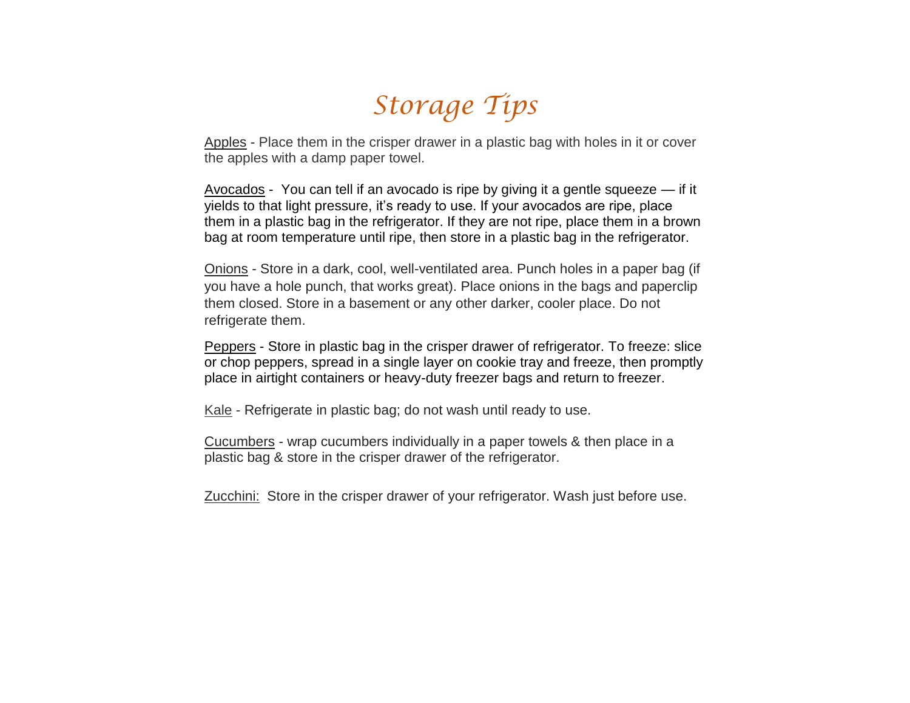# *Storage Tips*

Apples - Place them in the crisper drawer in a plastic bag with holes in it or cover the apples with a damp paper towel.

Avocados - You can tell if an avocado is ripe by giving it a gentle squeeze — if it yields to that light pressure, it's ready to use. If your avocados are ripe, place them in a plastic bag in the refrigerator. If they are not ripe, place them in a brown bag at room temperature until ripe, then store in a plastic bag in the refrigerator.

Onions - Store in a dark, cool, well-ventilated area. Punch holes in a paper bag (if you have a hole punch, that works great). Place onions in the bags and paperclip them closed. Store in a basement or any other darker, cooler place. Do not refrigerate them.

Peppers - Store in plastic bag in the crisper drawer of refrigerator. To freeze: slice or chop peppers, spread in a single layer on cookie tray and freeze, then promptly place in airtight containers or heavy-duty freezer bags and return to freezer.

Kale - Refrigerate in plastic bag; do not wash until ready to use.

Cucumbers - wrap cucumbers individually in a paper towels & then place in a plastic bag & store in the crisper drawer of the refrigerator.

Zucchini: Store in the crisper drawer of your refrigerator. Wash just before use.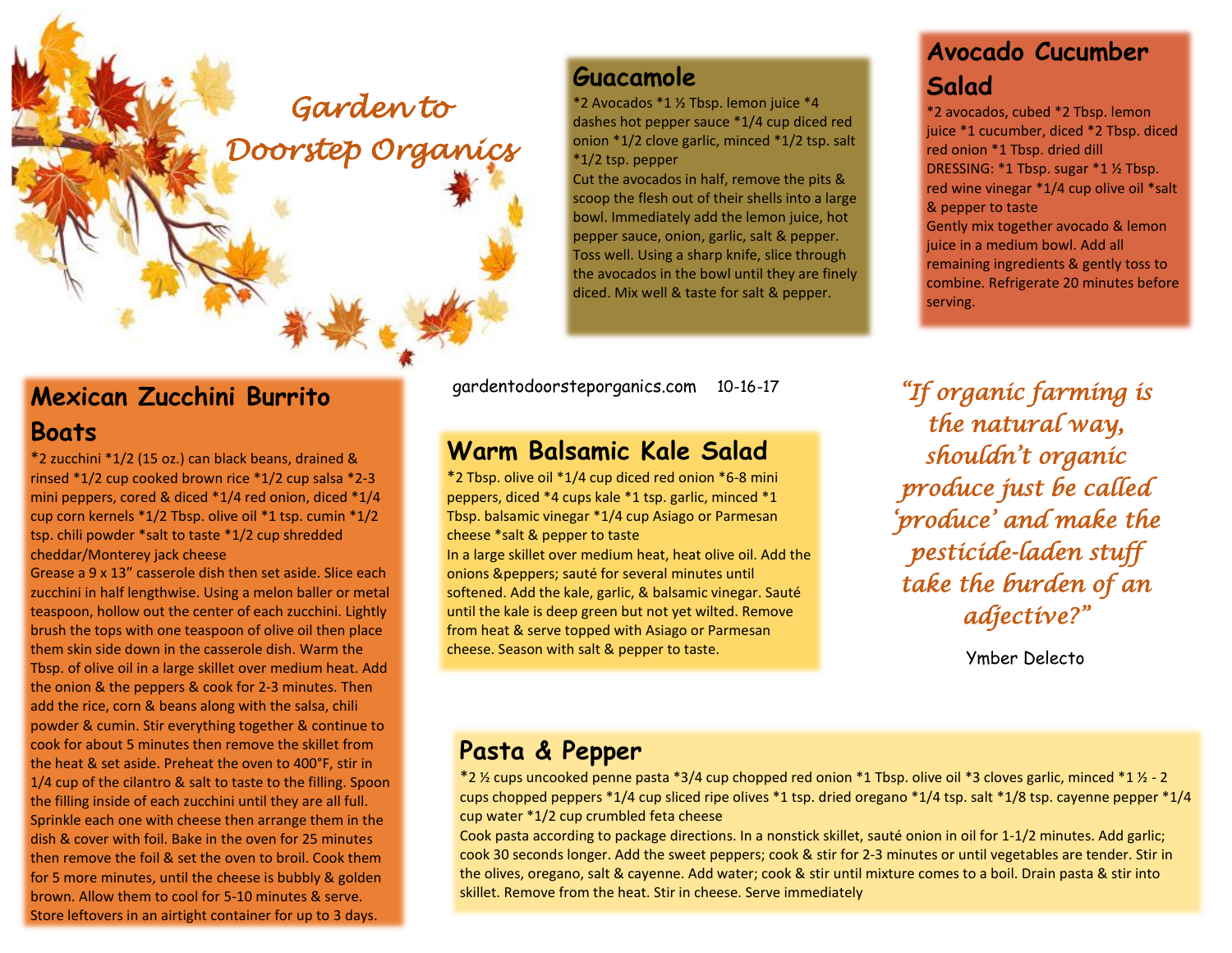# Garden to Doorstep Organics

gardentodoorsteporganics.com 10-16-17

## Guacamole

*2 Avocados *1 ½ Tbsp. lemon juice *4 dashes hot pepper sauce *1/4 cup diced red onion *1/2 clove garlic, minced *1/2 tsp. salt *1/2 tsp. pepper

Cut the avocados in half, remove the pits & scoop the flesh out of their shells into a large bowl. Immediately add the lemon juice, hot pepper sauce, onion, garlic, salt & pepper. Toss well. Using a sharp knife, slice through the avocados in the bowl until they are finely diced. Mix well & taste for salt & pepper.

## Avocado Cucumber Salad

*2 avocados, cubed *2 Tbsp. lemon juice *1 cucumber, diced *2 Tbsp. diced red onion *1 Tbsp. dried dill

DRESSING: *1 Tbsp. sugar *1 ½ Tbsp. red wine vinegar *1/4 cup olive oil *salt & pepper to taste

Gently mix together avocado & lemon juice in a medium bowl. Add all remaining ingredients & gently toss to combine. Refrigerate 20 minutes before serving.

## Mexican Zucchini Burrito Boats

*2 zucchini *1/2 (15 oz.) can black beans, drained & rinsed *1/2 cup cooked brown rice *1/2 cup salsa *2-3 mini peppers, cored & diced *1/4 red onion, diced *1/4 cup corn kernels *1/2 Tbsp. olive oil *1 tsp. cumin *1/2 tsp. chili powder *salt to taste *1/2 cup shredded cheddar/Monterey jack cheese

Grease a 9 x 13" casserole dish then set aside. Slice each zucchini in half lengthwise. Using a melon baller or metal teaspoon, hollow out the center of each zucchini. Lightly brush the tops with one teaspoon of olive oil then place them skin side down in the casserole dish. Warm the Tbsp. of olive oil in a large skillet over medium heat. Add the onion & the peppers & cook for 2-3 minutes. Then add the rice, corn & beans along with the salsa, chili powder & cumin. Stir everything together & continue to cook for about 5 minutes then remove the skillet from the heat & set aside. Preheat the oven to 400°F, stir in 1/4 cup of the cilantro & salt to taste to the filling. Spoon the filling inside of each zucchini until they are all full. Sprinkle each one with cheese then arrange them in the dish & cover with foil. Bake in the oven for 25 minutes then remove the foil & set the oven to broil. Cook them for 5 more minutes, until the cheese is bubbly & golden brown. Allow them to cool for 5-10 minutes & serve. Store leftovers in an airtight container for up to 3 days.

## Warm Balsamic Kale Salad

*2 Tbsp. olive oil *1/4 cup diced red onion *6-8 mini peppers, diced *4 cups kale *1 tsp. garlic, minced *1 Tbsp. balsamic vinegar *1/4 cup Asiago or Parmesan cheese *salt & pepper to taste

In a large skillet over medium heat, heat olive oil. Add the onions &peppers; sauté for several minutes until softened. Add the kale, garlic, & balsamic vinegar. Sauté until the kale is deep green but not yet wilted. Remove from heat & serve topped with Asiago or Parmesan cheese. Season with salt & pepper to taste.

*"If organic farming is the natural way, shouldn't organic produce just be called 'produce' and make the pesticide-laden stuff take the burden of an adjective?"*

Ymber Delecto

## Pasta & Pepper

*2 ½ cups uncooked penne pasta *3/4 cup chopped red onion *1 Tbsp. olive oil *3 cloves garlic, minced *1 ½ - 2 cups chopped peppers *1/4 cup sliced ripe olives *1 tsp. dried oregano *1/4 tsp. salt *1/8 tsp. cayenne pepper *1/4 cup water *1/2 cup crumbled feta cheese

Cook pasta according to package directions. In a nonstick skillet, sauté onion in oil for 1-1/2 minutes. Add garlic; cook 30 seconds longer. Add the sweet peppers; cook & stir for 2-3 minutes or until vegetables are tender. Stir in the olives, oregano, salt & cayenne. Add water; cook & stir until mixture comes to a boil. Drain pasta & stir into skillet. Remove from the heat. Stir in cheese. Serve immediately